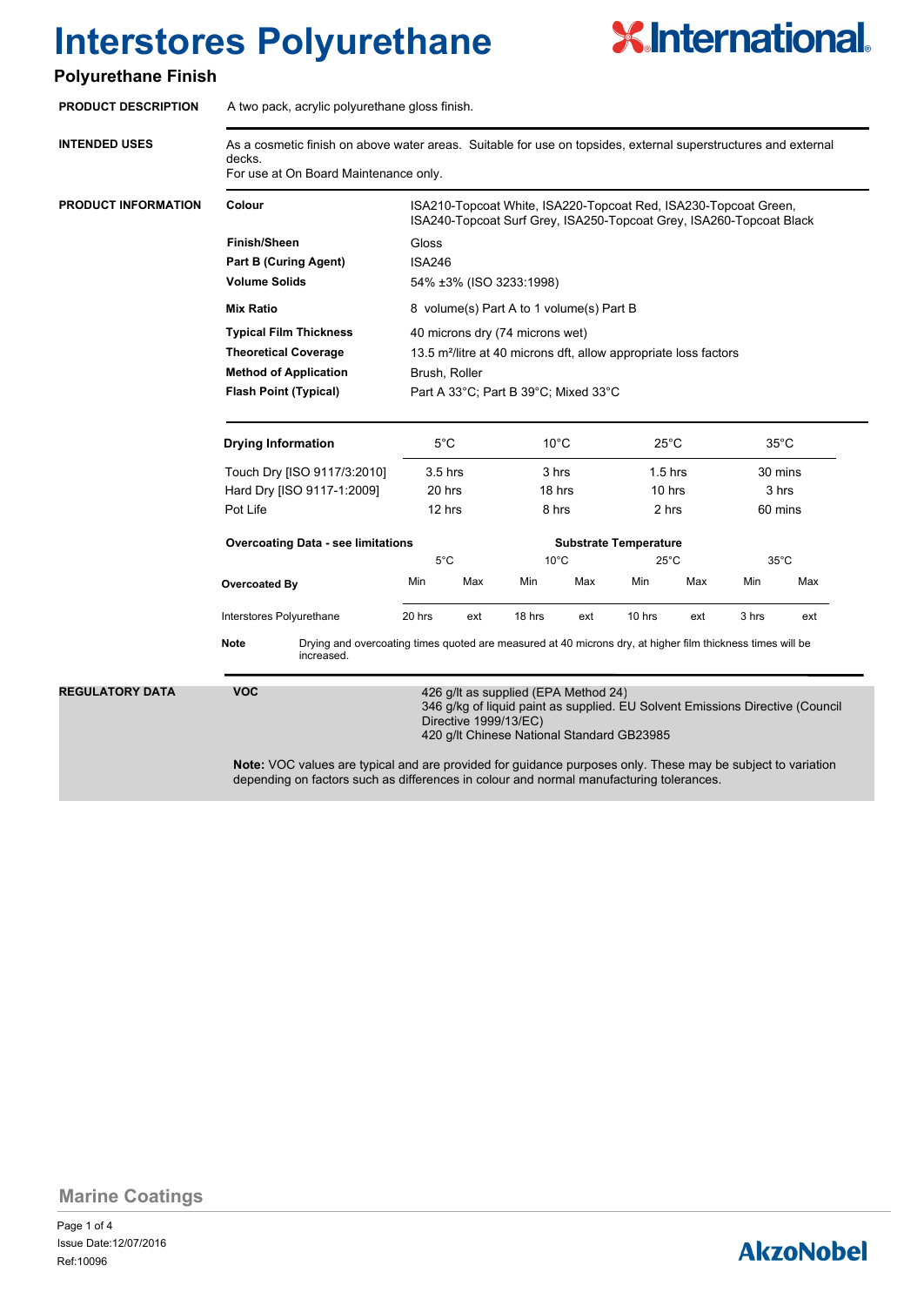# Interstores Polyurethane

## Polyurethane Finish

**PRODUCT DESCRIPTION**

A two pack, acrylic polyurethane gloss finish.

**INTENDED USES**

As a cosmetic finish on above water areas. Suitable for use on topsides, external superstructures and external decks.
For use at On Board Maintenance only.

**PRODUCT INFORMATION**

| | |
|---|---|
| **Colour** | ISA210-Topcoat White, ISA220-Topcoat Red, ISA230-Topcoat Green, ISA240-Topcoat Surf Grey, ISA250-Topcoat Grey, ISA260-Topcoat Black |
| **Finish/Sheen** | Gloss |
| **Part B (Curing Agent)** | ISA246 |
| **Volume Solids** | 54% ±3% (ISO 3233:1998) |
| **Mix Ratio** | 8 volume(s) Part A to 1 volume(s) Part B |
| **Typical Film Thickness** | 40 microns dry (74 microns wet) |
| **Theoretical Coverage** | 13.5 m²/litre at 40 microns dft, allow appropriate loss factors |
| **Method of Application** | Brush, Roller |
| **Flash Point (Typical)** | Part A 33°C; Part B 39°C; Mixed 33°C |

| **Drying Information** | 5°C | 10°C | 25°C | 35°C |
|---|---|---|---|---|
| Touch Dry [ISO 9117/3:2010] | 3.5 hrs | 3 hrs | 1.5 hrs | 30 mins |
| Hard Dry [ISO 9117-1:2009] | 20 hrs | 18 hrs | 10 hrs | 3 hrs |
| Pot Life | 12 hrs | 8 hrs | 2 hrs | 60 mins |

| **Overcoating Data - see limitations** | **Substrate Temperature** | | | | | | | |
|---|---|---|---|---|---|---|---|---|
| | 5°C | | 10°C | | 25°C | | 35°C | |
| **Overcoated By** | Min | Max | Min | Max | Min | Max | Min | Max |
| Interstores Polyurethane | 20 hrs | ext | 18 hrs | ext | 10 hrs | ext | 3 hrs | ext |

**Note** Drying and overcoating times quoted are measured at 40 microns dry, at higher film thickness times will be increased.

**REGULATORY DATA**

**VOC**

426 g/lt as supplied (EPA Method 24)
346 g/kg of liquid paint as supplied. EU Solvent Emissions Directive (Council Directive 1999/13/EC)
420 g/lt Chinese National Standard GB23985

**Note:** VOC values are typical and are provided for guidance purposes only. These may be subject to variation depending on factors such as differences in colour and normal manufacturing tolerances.

Marine Coatings

Issue Date:12/07/2016
Ref:10096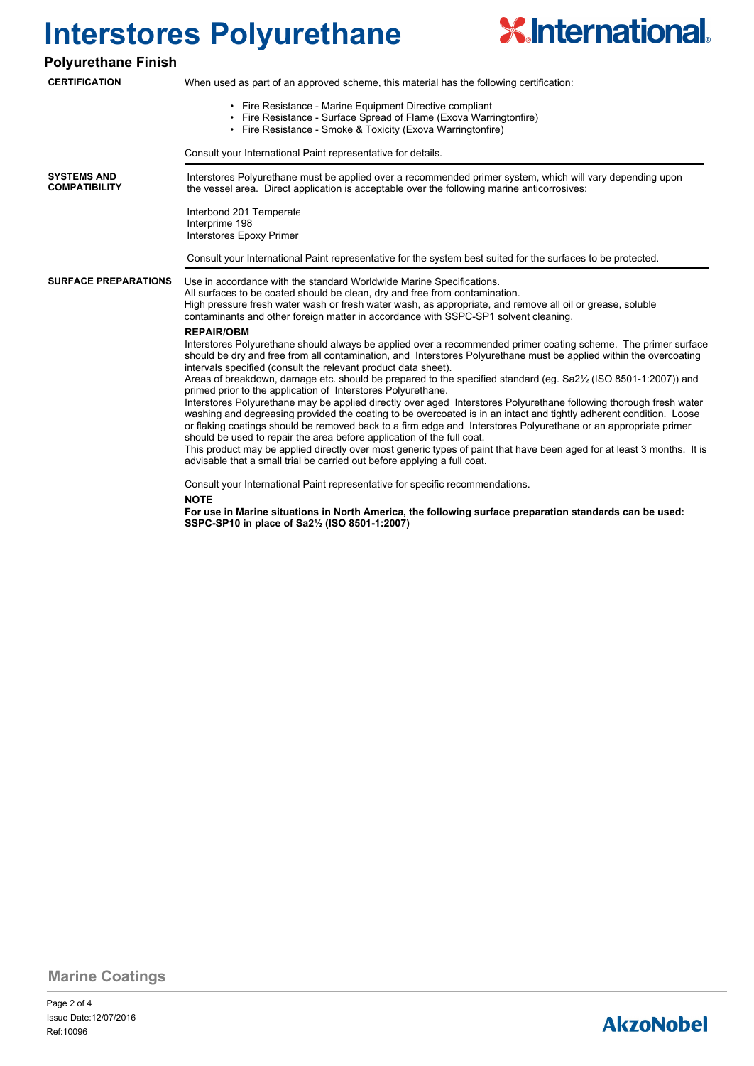# Interstores Polyurethane

## Polyurethane Finish

**CERTIFICATION**

When used as part of an approved scheme, this material has the following certification:

- Fire Resistance - Marine Equipment Directive compliant
- Fire Resistance - Surface Spread of Flame (Exova Warringtonfire)
- Fire Resistance - Smoke & Toxicity (Exova Warringtonfire)

Consult your International Paint representative for details.

**SYSTEMS AND COMPATIBILITY**

Interstores Polyurethane must be applied over a recommended primer system, which will vary depending upon the vessel area. Direct application is acceptable over the following marine anticorrosives:

Interbond 201 Temperate
Interprime 198
Interstores Epoxy Primer

Consult your International Paint representative for the system best suited for the surfaces to be protected.

**SURFACE PREPARATIONS**

Use in accordance with the standard Worldwide Marine Specifications.
All surfaces to be coated should be clean, dry and free from contamination.
High pressure fresh water wash or fresh water wash, as appropriate, and remove all oil or grease, soluble contaminants and other foreign matter in accordance with SSPC-SP1 solvent cleaning.

**REPAIR/OBM**

Interstores Polyurethane should always be applied over a recommended primer coating scheme. The primer surface should be dry and free from all contamination, and Interstores Polyurethane must be applied within the overcoating intervals specified (consult the relevant product data sheet).
Areas of breakdown, damage etc. should be prepared to the specified standard (eg. Sa2½ (ISO 8501-1:2007)) and primed prior to the application of Interstores Polyurethane.
Interstores Polyurethane may be applied directly over aged Interstores Polyurethane following thorough fresh water washing and degreasing provided the coating to be overcoated is in an intact and tightly adherent condition. Loose or flaking coatings should be removed back to a firm edge and Interstores Polyurethane or an appropriate primer should be used to repair the area before application of the full coat.
This product may be applied directly over most generic types of paint that have been aged for at least 3 months. It is advisable that a small trial be carried out before applying a full coat.

Consult your International Paint representative for specific recommendations.

**NOTE**

**For use in Marine situations in North America, the following surface preparation standards can be used: SSPC-SP10 in place of Sa2½ (ISO 8501-1:2007)**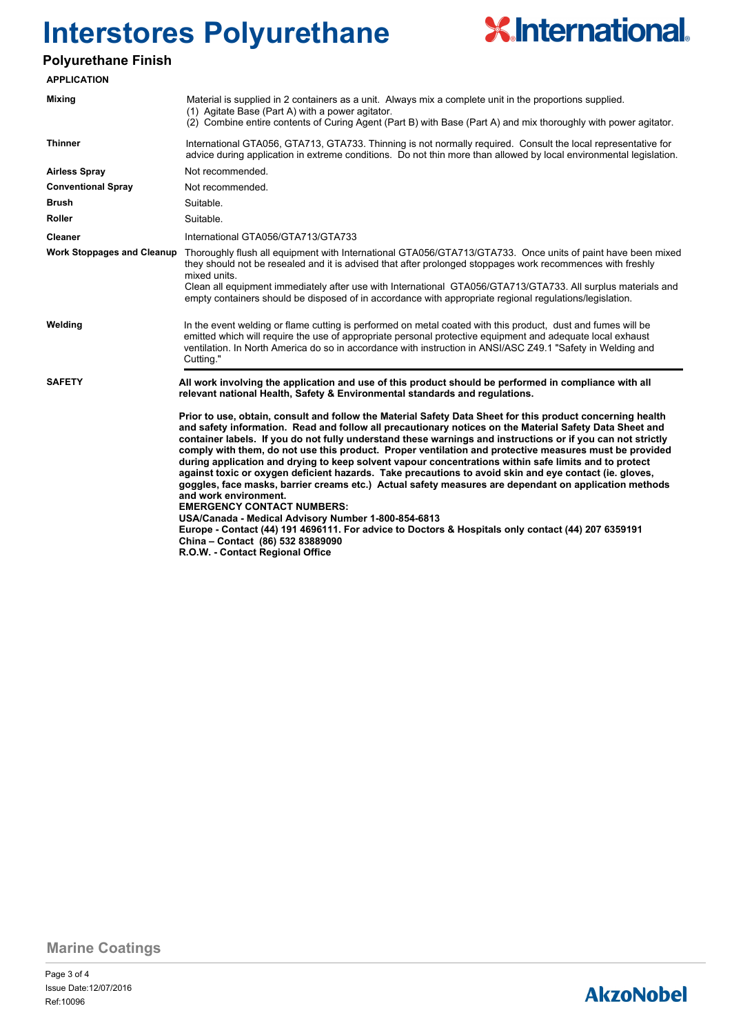# Interstores Polyurethane

## Polyurethane Finish

### APPLICATION

| | |
|---|---|
| **Mixing** | Material is supplied in 2 containers as a unit. Always mix a complete unit in the proportions supplied.<br>(1) Agitate Base (Part A) with a power agitator.<br>(2) Combine entire contents of Curing Agent (Part B) with Base (Part A) and mix thoroughly with power agitator. |
| **Thinner** | International GTA056, GTA713, GTA733. Thinning is not normally required. Consult the local representative for advice during application in extreme conditions. Do not thin more than allowed by local environmental legislation. |
| **Airless Spray** | Not recommended. |
| **Conventional Spray** | Not recommended. |
| **Brush** | Suitable. |
| **Roller** | Suitable. |
| **Cleaner** | International GTA056/GTA713/GTA733 |
| **Work Stoppages and Cleanup** | Thoroughly flush all equipment with International GTA056/GTA713/GTA733. Once units of paint have been mixed they should not be resealed and it is advised that after prolonged stoppages work recommences with freshly mixed units.<br>Clean all equipment immediately after use with International GTA056/GTA713/GTA733. All surplus materials and empty containers should be disposed of in accordance with appropriate regional regulations/legislation. |
| **Welding** | In the event welding or flame cutting is performed on metal coated with this product, dust and fumes will be emitted which will require the use of appropriate personal protective equipment and adequate local exhaust ventilation. In North America do so in accordance with instruction in ANSI/ASC Z49.1 "Safety in Welding and Cutting." |

### SAFETY

**All work involving the application and use of this product should be performed in compliance with all relevant national Health, Safety & Environmental standards and regulations.**

**Prior to use, obtain, consult and follow the Material Safety Data Sheet for this product concerning health and safety information. Read and follow all precautionary notices on the Material Safety Data Sheet and container labels. If you do not fully understand these warnings and instructions or if you can not strictly comply with them, do not use this product. Proper ventilation and protective measures must be provided during application and drying to keep solvent vapour concentrations within safe limits and to protect against toxic or oxygen deficient hazards. Take precautions to avoid skin and eye contact (ie. gloves, goggles, face masks, barrier creams etc.) Actual safety measures are dependant on application methods and work environment.**

**EMERGENCY CONTACT NUMBERS:**
**USA/Canada - Medical Advisory Number 1-800-854-6813**
**Europe - Contact (44) 191 4696111. For advice to Doctors & Hospitals only contact (44) 207 6359191**
**China – Contact (86) 532 83889090**
**R.O.W. - Contact Regional Office**

Marine Coatings

Issue Date:12/07/2016
Ref:10096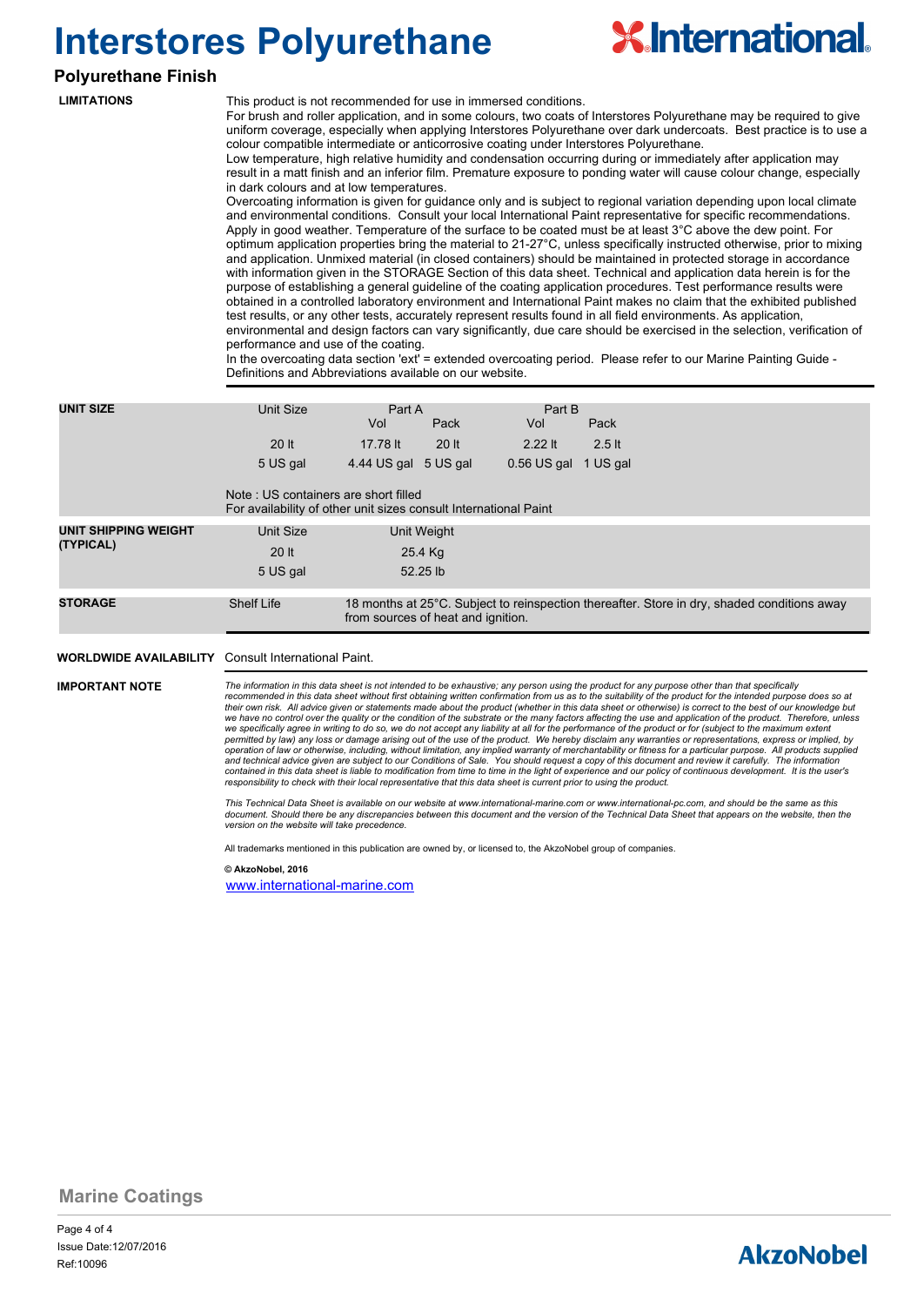# Interstores Polyurethane

## Polyurethane Finish

**LIMITATIONS**

This product is not recommended for use in immersed conditions.
For brush and roller application, and in some colours, two coats of Interstores Polyurethane may be required to give uniform coverage, especially when applying Interstores Polyurethane over dark undercoats. Best practice is to use a colour compatible intermediate or anticorrosive coating under Interstores Polyurethane.
Low temperature, high relative humidity and condensation occurring during or immediately after application may result in a matt finish and an inferior film. Premature exposure to ponding water will cause colour change, especially in dark colours and at low temperatures.
Overcoating information is given for guidance only and is subject to regional variation depending upon local climate and environmental conditions. Consult your local International Paint representative for specific recommendations.
Apply in good weather. Temperature of the surface to be coated must be at least 3°C above the dew point. For optimum application properties bring the material to 21-27°C, unless specifically instructed otherwise, prior to mixing and application. Unmixed material (in closed containers) should be maintained in protected storage in accordance with information given in the STORAGE Section of this data sheet. Technical and application data herein is for the purpose of establishing a general guideline of the coating application procedures. Test performance results were obtained in a controlled laboratory environment and International Paint makes no claim that the exhibited published test results, or any other tests, accurately represent results found in all field environments. As application, environmental and design factors can vary significantly, due care should be exercised in the selection, verification of performance and use of the coating.
In the overcoating data section 'ext' = extended overcoating period. Please refer to our Marine Painting Guide - Definitions and Abbreviations available on our website.

**UNIT SIZE**

| Unit Size | Part A | | Part B | |
|---|---|---|---|---|
| | Vol | Pack | Vol | Pack |
| 20 lt | 17.78 lt | 20 lt | 2.22 lt | 2.5 lt |
| 5 US gal | 4.44 US gal | 5 US gal | 0.56 US gal | 1 US gal |

Note : US containers are short filled
For availability of other unit sizes consult International Paint

**UNIT SHIPPING WEIGHT (TYPICAL)**

| Unit Size | Unit Weight |
|---|---|
| 20 lt | 25.4 Kg |
| 5 US gal | 52.25 lb |

**STORAGE**

| | |
|---|---|
| Shelf Life | 18 months at 25°C. Subject to reinspection thereafter. Store in dry, shaded conditions away from sources of heat and ignition. |

**WORLDWIDE AVAILABILITY** Consult International Paint.

**IMPORTANT NOTE**

*The information in this data sheet is not intended to be exhaustive; any person using the product for any purpose other than that specifically recommended in this data sheet without first obtaining written confirmation from us as to the suitability of the product for the intended purpose does so at their own risk. All advice given or statements made about the product (whether in this data sheet or otherwise) is correct to the best of our knowledge but we have no control over the quality or the condition of the substrate or the many factors affecting the use and application of the product. Therefore, unless we specifically agree in writing to do so, we do not accept any liability at all for the performance of the product or for (subject to the maximum extent permitted by law) any loss or damage arising out of the use of the product. We hereby disclaim any warranties or representations, express or implied, by operation of law or otherwise, including, without limitation, any implied warranty of merchantability or fitness for a particular purpose. All products supplied and technical advice given are subject to our Conditions of Sale. You should request a copy of this document and review it carefully. The information contained in this data sheet is liable to modification from time to time in the light of experience and our policy of continuous development. It is the user's responsibility to check with their local representative that this data sheet is current prior to using the product.*

*This Technical Data Sheet is available on our website at www.international-marine.com or www.international-pc.com, and should be the same as this document. Should there be any discrepancies between this document and the version of the Technical Data Sheet that appears on the website, then the version on the website will take precedence.*

All trademarks mentioned in this publication are owned by, or licensed to, the AkzoNobel group of companies.

**© AkzoNobel, 2016**

www.international-marine.com

Marine Coatings

Issue Date:12/07/2016
Ref:10096